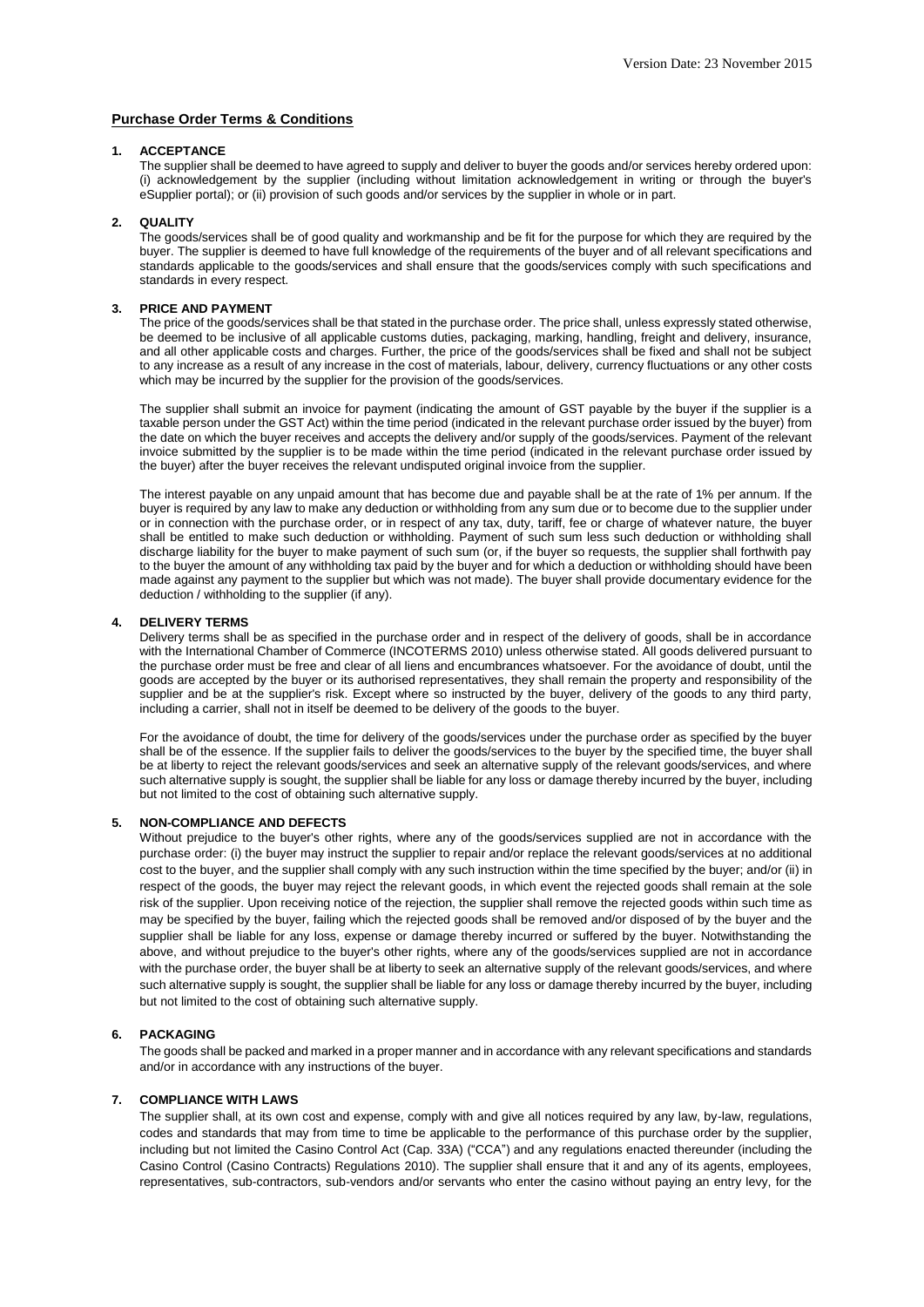Version Date: 23 November 2015

## Purchase Order Terms & Conditions

### 1. ACCEPTANCE

The supplier shall be deemed to have agreed to supply and deliver to buyer the goods and/or services hereby ordered upon: (i) acknowledgement by the supplier (including without limitation acknowledgement in writing or through the buyer's eSupplier portal); or (ii) provision of such goods and/or services by the supplier in whole or in part.

### 2. QUALITY

The goods/services shall be of good quality and workmanship and be fit for the purpose for which they are required by the buyer. The supplier is deemed to have full knowledge of the requirements of the buyer and of all relevant specifications and standards applicable to the goods/services and shall ensure that the goods/services comply with such specifications and standards in every respect.

### 3. PRICE AND PAYMENT

The price of the goods/services shall be that stated in the purchase order. The price shall, unless expressly stated otherwise, be deemed to be inclusive of all applicable customs duties, packaging, marking, handling, freight and delivery, insurance, and all other applicable costs and charges. Further, the price of the goods/services shall be fixed and shall not be subject to any increase as a result of any increase in the cost of materials, labour, delivery, currency fluctuations or any other costs which may be incurred by the supplier for the provision of the goods/services.

The supplier shall submit an invoice for payment (indicating the amount of GST payable by the buyer if the supplier is a taxable person under the GST Act) within the time period (indicated in the relevant purchase order issued by the buyer) from the date on which the buyer receives and accepts the delivery and/or supply of the goods/services. Payment of the relevant invoice submitted by the supplier is to be made within the time period (indicated in the relevant purchase order issued by the buyer) after the buyer receives the relevant undisputed original invoice from the supplier.

The interest payable on any unpaid amount that has become due and payable shall be at the rate of 1% per annum. If the buyer is required by any law to make any deduction or withholding from any sum due or to become due to the supplier under or in connection with the purchase order, or in respect of any tax, duty, tariff, fee or charge of whatever nature, the buyer shall be entitled to make such deduction or withholding. Payment of such sum less such deduction or withholding shall discharge liability for the buyer to make payment of such sum (or, if the buyer so requests, the supplier shall forthwith pay to the buyer the amount of any withholding tax paid by the buyer and for which a deduction or withholding should have been made against any payment to the supplier but which was not made). The buyer shall provide documentary evidence for the deduction / withholding to the supplier (if any).

### 4. DELIVERY TERMS

Delivery terms shall be as specified in the purchase order and in respect of the delivery of goods, shall be in accordance with the International Chamber of Commerce (INCOTERMS 2010) unless otherwise stated. All goods delivered pursuant to the purchase order must be free and clear of all liens and encumbrances whatsoever. For the avoidance of doubt, until the goods are accepted by the buyer or its authorised representatives, they shall remain the property and responsibility of the supplier and be at the supplier's risk. Except where so instructed by the buyer, delivery of the goods to any third party, including a carrier, shall not in itself be deemed to be delivery of the goods to the buyer.

For the avoidance of doubt, the time for delivery of the goods/services under the purchase order as specified by the buyer shall be of the essence. If the supplier fails to deliver the goods/services to the buyer by the specified time, the buyer shall be at liberty to reject the relevant goods/services and seek an alternative supply of the relevant goods/services, and where such alternative supply is sought, the supplier shall be liable for any loss or damage thereby incurred by the buyer, including but not limited to the cost of obtaining such alternative supply.

### 5. NON-COMPLIANCE AND DEFECTS

Without prejudice to the buyer's other rights, where any of the goods/services supplied are not in accordance with the purchase order: (i) the buyer may instruct the supplier to repair and/or replace the relevant goods/services at no additional cost to the buyer, and the supplier shall comply with any such instruction within the time specified by the buyer; and/or (ii) in respect of the goods, the buyer may reject the relevant goods, in which event the rejected goods shall remain at the sole risk of the supplier. Upon receiving notice of the rejection, the supplier shall remove the rejected goods within such time as may be specified by the buyer, failing which the rejected goods shall be removed and/or disposed of by the buyer and the supplier shall be liable for any loss, expense or damage thereby incurred or suffered by the buyer. Notwithstanding the above, and without prejudice to the buyer's other rights, where any of the goods/services supplied are not in accordance with the purchase order, the buyer shall be at liberty to seek an alternative supply of the relevant goods/services, and where such alternative supply is sought, the supplier shall be liable for any loss or damage thereby incurred by the buyer, including but not limited to the cost of obtaining such alternative supply.

### 6. PACKAGING

The goods shall be packed and marked in a proper manner and in accordance with any relevant specifications and standards and/or in accordance with any instructions of the buyer.

### 7. COMPLIANCE WITH LAWS

The supplier shall, at its own cost and expense, comply with and give all notices required by any law, by-law, regulations, codes and standards that may from time to time be applicable to the performance of this purchase order by the supplier, including but not limited the Casino Control Act (Cap. 33A) ("CCA") and any regulations enacted thereunder (including the Casino Control (Casino Contracts) Regulations 2010). The supplier shall ensure that it and any of its agents, employees, representatives, sub-contractors, sub-vendors and/or servants who enter the casino without paying an entry levy, for the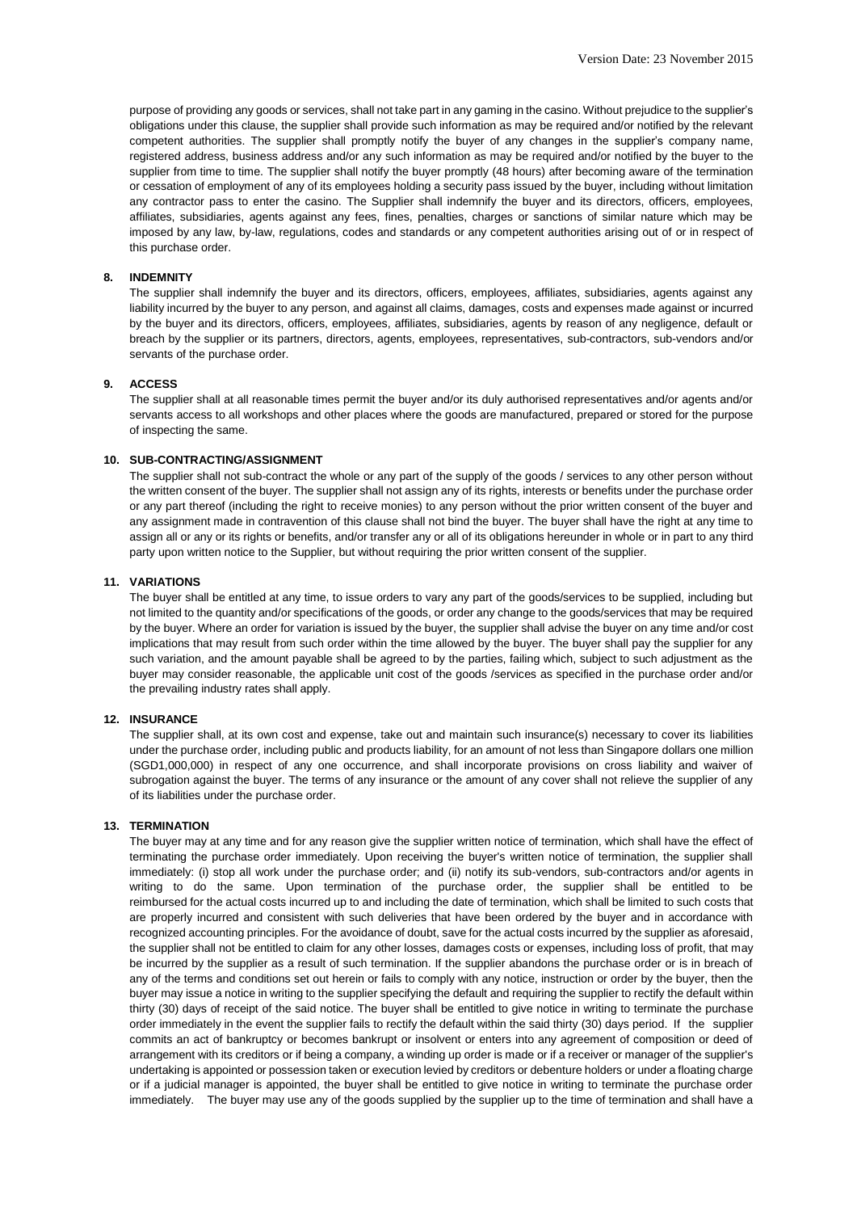purpose of providing any goods or services, shall not take part in any gaming in the casino. Without prejudice to the supplier's obligations under this clause, the supplier shall provide such information as may be required and/or notified by the relevant competent authorities. The supplier shall promptly notify the buyer of any changes in the supplier's company name, registered address, business address and/or any such information as may be required and/or notified by the buyer to the supplier from time to time. The supplier shall notify the buyer promptly (48 hours) after becoming aware of the termination or cessation of employment of any of its employees holding a security pass issued by the buyer, including without limitation any contractor pass to enter the casino. The Supplier shall indemnify the buyer and its directors, officers, employees, affiliates, subsidiaries, agents against any fees, fines, penalties, charges or sanctions of similar nature which may be imposed by any law, by-law, regulations, codes and standards or any competent authorities arising out of or in respect of this purchase order.

**8. INDEMNITY**

The supplier shall indemnify the buyer and its directors, officers, employees, affiliates, subsidiaries, agents against any liability incurred by the buyer to any person, and against all claims, damages, costs and expenses made against or incurred by the buyer and its directors, officers, employees, affiliates, subsidiaries, agents by reason of any negligence, default or breach by the supplier or its partners, directors, agents, employees, representatives, sub-contractors, sub-vendors and/or servants of the purchase order.

**9. ACCESS**

The supplier shall at all reasonable times permit the buyer and/or its duly authorised representatives and/or agents and/or servants access to all workshops and other places where the goods are manufactured, prepared or stored for the purpose of inspecting the same.

**10. SUB-CONTRACTING/ASSIGNMENT**

The supplier shall not sub-contract the whole or any part of the supply of the goods / services to any other person without the written consent of the buyer. The supplier shall not assign any of its rights, interests or benefits under the purchase order or any part thereof (including the right to receive monies) to any person without the prior written consent of the buyer and any assignment made in contravention of this clause shall not bind the buyer. The buyer shall have the right at any time to assign all or any or its rights or benefits, and/or transfer any or all of its obligations hereunder in whole or in part to any third party upon written notice to the Supplier, but without requiring the prior written consent of the supplier.

**11. VARIATIONS**

The buyer shall be entitled at any time, to issue orders to vary any part of the goods/services to be supplied, including but not limited to the quantity and/or specifications of the goods, or order any change to the goods/services that may be required by the buyer. Where an order for variation is issued by the buyer, the supplier shall advise the buyer on any time and/or cost implications that may result from such order within the time allowed by the buyer. The buyer shall pay the supplier for any such variation, and the amount payable shall be agreed to by the parties, failing which, subject to such adjustment as the buyer may consider reasonable, the applicable unit cost of the goods /services as specified in the purchase order and/or the prevailing industry rates shall apply.

**12. INSURANCE**

The supplier shall, at its own cost and expense, take out and maintain such insurance(s) necessary to cover its liabilities under the purchase order, including public and products liability, for an amount of not less than Singapore dollars one million (SGD1,000,000) in respect of any one occurrence, and shall incorporate provisions on cross liability and waiver of subrogation against the buyer. The terms of any insurance or the amount of any cover shall not relieve the supplier of any of its liabilities under the purchase order.

**13. TERMINATION**

The buyer may at any time and for any reason give the supplier written notice of termination, which shall have the effect of terminating the purchase order immediately. Upon receiving the buyer's written notice of termination, the supplier shall immediately: (i) stop all work under the purchase order; and (ii) notify its sub-vendors, sub-contractors and/or agents in writing to do the same. Upon termination of the purchase order, the supplier shall be entitled to be reimbursed for the actual costs incurred up to and including the date of termination, which shall be limited to such costs that are properly incurred and consistent with such deliveries that have been ordered by the buyer and in accordance with recognized accounting principles. For the avoidance of doubt, save for the actual costs incurred by the supplier as aforesaid, the supplier shall not be entitled to claim for any other losses, damages costs or expenses, including loss of profit, that may be incurred by the supplier as a result of such termination. If the supplier abandons the purchase order or is in breach of any of the terms and conditions set out herein or fails to comply with any notice, instruction or order by the buyer, then the buyer may issue a notice in writing to the supplier specifying the default and requiring the supplier to rectify the default within thirty (30) days of receipt of the said notice. The buyer shall be entitled to give notice in writing to terminate the purchase order immediately in the event the supplier fails to rectify the default within the said thirty (30) days period. If the supplier commits an act of bankruptcy or becomes bankrupt or insolvent or enters into any agreement of composition or deed of arrangement with its creditors or if being a company, a winding up order is made or if a receiver or manager of the supplier's undertaking is appointed or possession taken or execution levied by creditors or debenture holders or under a floating charge or if a judicial manager is appointed, the buyer shall be entitled to give notice in writing to terminate the purchase order immediately. The buyer may use any of the goods supplied by the supplier up to the time of termination and shall have a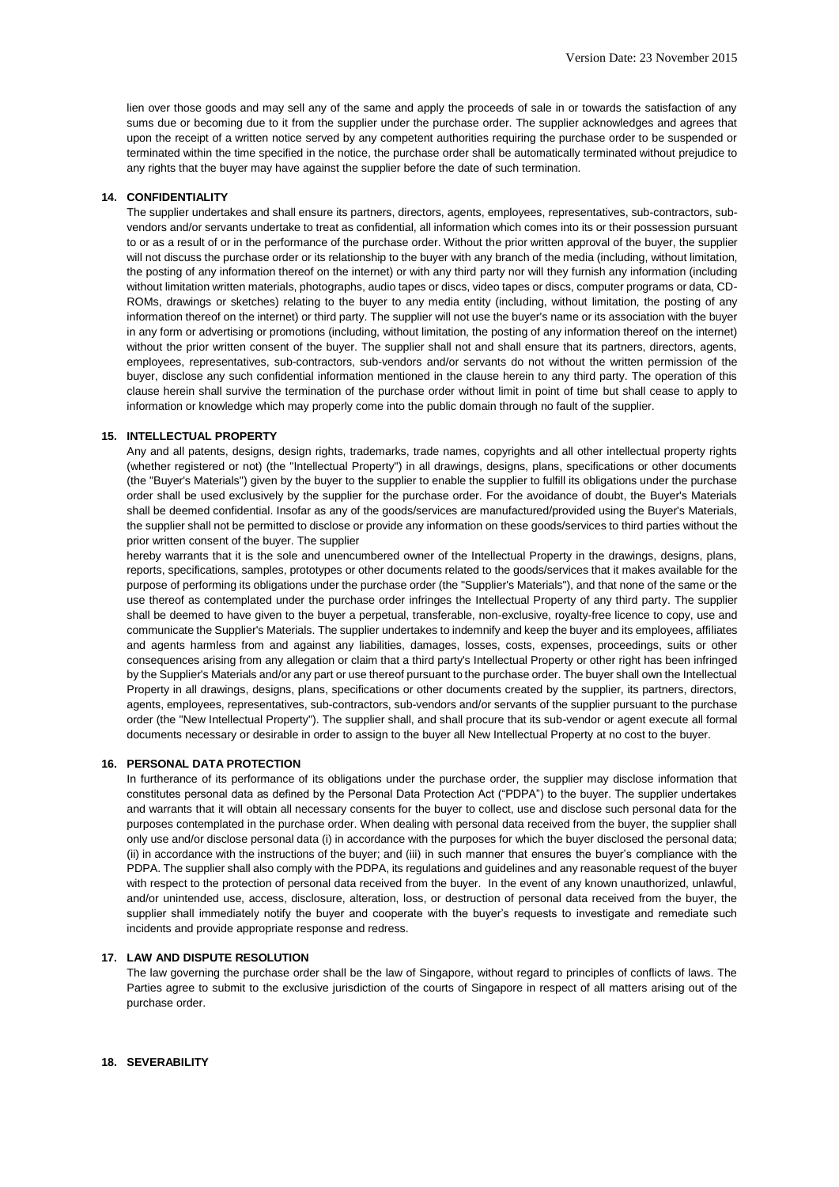lien over those goods and may sell any of the same and apply the proceeds of sale in or towards the satisfaction of any sums due or becoming due to it from the supplier under the purchase order. The supplier acknowledges and agrees that upon the receipt of a written notice served by any competent authorities requiring the purchase order to be suspended or terminated within the time specified in the notice, the purchase order shall be automatically terminated without prejudice to any rights that the buyer may have against the supplier before the date of such termination.

## 14. CONFIDENTIALITY

The supplier undertakes and shall ensure its partners, directors, agents, employees, representatives, sub-contractors, sub-vendors and/or servants undertake to treat as confidential, all information which comes into its or their possession pursuant to or as a result of or in the performance of the purchase order. Without the prior written approval of the buyer, the supplier will not discuss the purchase order or its relationship to the buyer with any branch of the media (including, without limitation, the posting of any information thereof on the internet) or with any third party nor will they furnish any information (including without limitation written materials, photographs, audio tapes or discs, video tapes or discs, computer programs or data, CD-ROMs, drawings or sketches) relating to the buyer to any media entity (including, without limitation, the posting of any information thereof on the internet) or third party. The supplier will not use the buyer's name or its association with the buyer in any form or advertising or promotions (including, without limitation, the posting of any information thereof on the internet) without the prior written consent of the buyer. The supplier shall not and shall ensure that its partners, directors, agents, employees, representatives, sub-contractors, sub-vendors and/or servants do not without the written permission of the buyer, disclose any such confidential information mentioned in the clause herein to any third party. The operation of this clause herein shall survive the termination of the purchase order without limit in point of time but shall cease to apply to information or knowledge which may properly come into the public domain through no fault of the supplier.

## 15. INTELLECTUAL PROPERTY

Any and all patents, designs, design rights, trademarks, trade names, copyrights and all other intellectual property rights (whether registered or not) (the "Intellectual Property") in all drawings, designs, plans, specifications or other documents (the "Buyer's Materials") given by the buyer to the supplier to enable the supplier to fulfill its obligations under the purchase order shall be used exclusively by the supplier for the purchase order. For the avoidance of doubt, the Buyer's Materials shall be deemed confidential. Insofar as any of the goods/services are manufactured/provided using the Buyer's Materials, the supplier shall not be permitted to disclose or provide any information on these goods/services to third parties without the prior written consent of the buyer. The supplier

hereby warrants that it is the sole and unencumbered owner of the Intellectual Property in the drawings, designs, plans, reports, specifications, samples, prototypes or other documents related to the goods/services that it makes available for the purpose of performing its obligations under the purchase order (the "Supplier's Materials"), and that none of the same or the use thereof as contemplated under the purchase order infringes the Intellectual Property of any third party. The supplier shall be deemed to have given to the buyer a perpetual, transferable, non-exclusive, royalty-free licence to copy, use and communicate the Supplier's Materials. The supplier undertakes to indemnify and keep the buyer and its employees, affiliates and agents harmless from and against any liabilities, damages, losses, costs, expenses, proceedings, suits or other consequences arising from any allegation or claim that a third party's Intellectual Property or other right has been infringed by the Supplier's Materials and/or any part or use thereof pursuant to the purchase order. The buyer shall own the Intellectual Property in all drawings, designs, plans, specifications or other documents created by the supplier, its partners, directors, agents, employees, representatives, sub-contractors, sub-vendors and/or servants of the supplier pursuant to the purchase order (the "New Intellectual Property"). The supplier shall, and shall procure that its sub-vendor or agent execute all formal documents necessary or desirable in order to assign to the buyer all New Intellectual Property at no cost to the buyer.

## 16. PERSONAL DATA PROTECTION

In furtherance of its performance of its obligations under the purchase order, the supplier may disclose information that constitutes personal data as defined by the Personal Data Protection Act ("PDPA") to the buyer. The supplier undertakes and warrants that it will obtain all necessary consents for the buyer to collect, use and disclose such personal data for the purposes contemplated in the purchase order. When dealing with personal data received from the buyer, the supplier shall only use and/or disclose personal data (i) in accordance with the purposes for which the buyer disclosed the personal data; (ii) in accordance with the instructions of the buyer; and (iii) in such manner that ensures the buyer's compliance with the PDPA. The supplier shall also comply with the PDPA, its regulations and guidelines and any reasonable request of the buyer with respect to the protection of personal data received from the buyer. In the event of any known unauthorized, unlawful, and/or unintended use, access, disclosure, alteration, loss, or destruction of personal data received from the buyer, the supplier shall immediately notify the buyer and cooperate with the buyer's requests to investigate and remediate such incidents and provide appropriate response and redress.

## 17. LAW AND DISPUTE RESOLUTION

The law governing the purchase order shall be the law of Singapore, without regard to principles of conflicts of laws. The Parties agree to submit to the exclusive jurisdiction of the courts of Singapore in respect of all matters arising out of the purchase order.

## 18. SEVERABILITY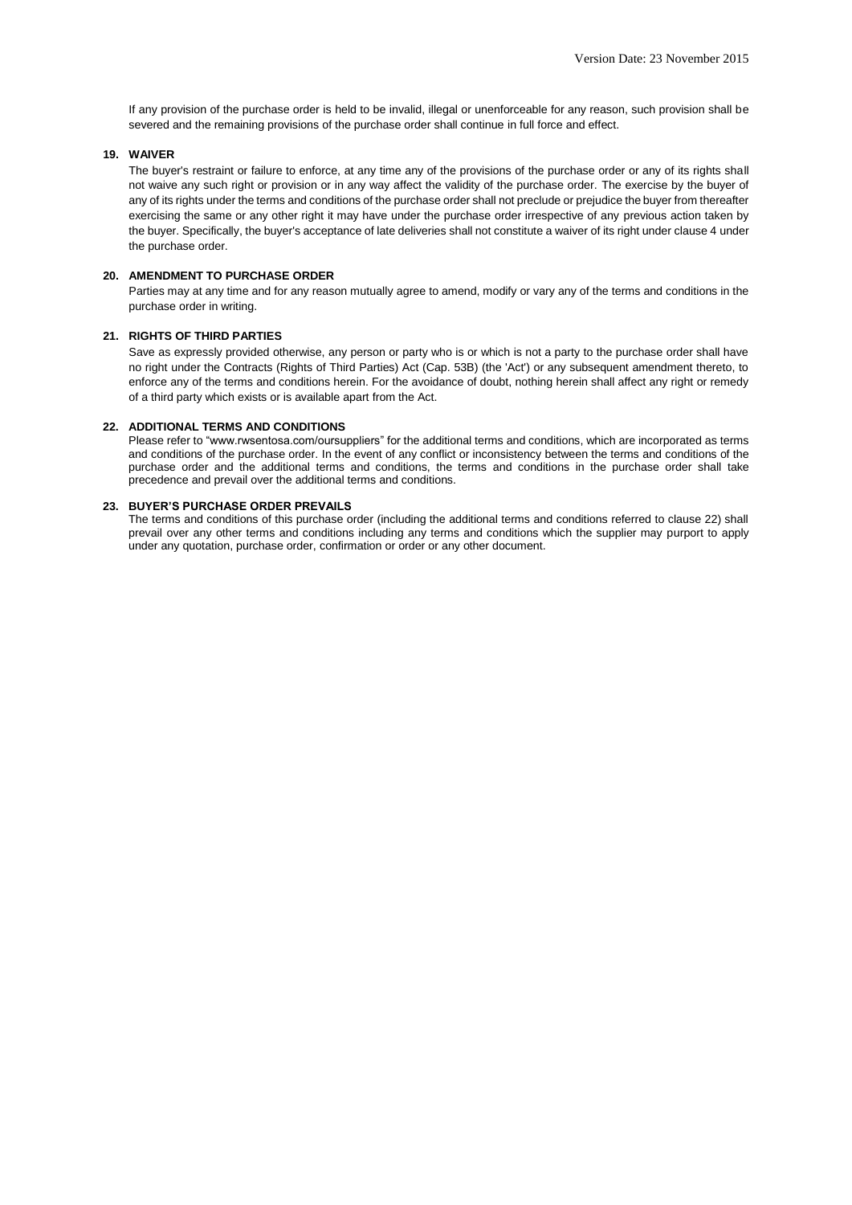If any provision of the purchase order is held to be invalid, illegal or unenforceable for any reason, such provision shall be severed and the remaining provisions of the purchase order shall continue in full force and effect.

**19. WAIVER**

The buyer's restraint or failure to enforce, at any time any of the provisions of the purchase order or any of its rights shall not waive any such right or provision or in any way affect the validity of the purchase order. The exercise by the buyer of any of its rights under the terms and conditions of the purchase order shall not preclude or prejudice the buyer from thereafter exercising the same or any other right it may have under the purchase order irrespective of any previous action taken by the buyer. Specifically, the buyer's acceptance of late deliveries shall not constitute a waiver of its right under clause 4 under the purchase order.

**20. AMENDMENT TO PURCHASE ORDER**

Parties may at any time and for any reason mutually agree to amend, modify or vary any of the terms and conditions in the purchase order in writing.

**21. RIGHTS OF THIRD PARTIES**

Save as expressly provided otherwise, any person or party who is or which is not a party to the purchase order shall have no right under the Contracts (Rights of Third Parties) Act (Cap. 53B) (the 'Act') or any subsequent amendment thereto, to enforce any of the terms and conditions herein. For the avoidance of doubt, nothing herein shall affect any right or remedy of a third party which exists or is available apart from the Act.

**22. ADDITIONAL TERMS AND CONDITIONS**

Please refer to "www.rwsentosa.com/oursuppliers" for the additional terms and conditions, which are incorporated as terms and conditions of the purchase order. In the event of any conflict or inconsistency between the terms and conditions of the purchase order and the additional terms and conditions, the terms and conditions in the purchase order shall take precedence and prevail over the additional terms and conditions.

**23. BUYER'S PURCHASE ORDER PREVAILS**

The terms and conditions of this purchase order (including the additional terms and conditions referred to clause 22) shall prevail over any other terms and conditions including any terms and conditions which the supplier may purport to apply under any quotation, purchase order, confirmation or order or any other document.